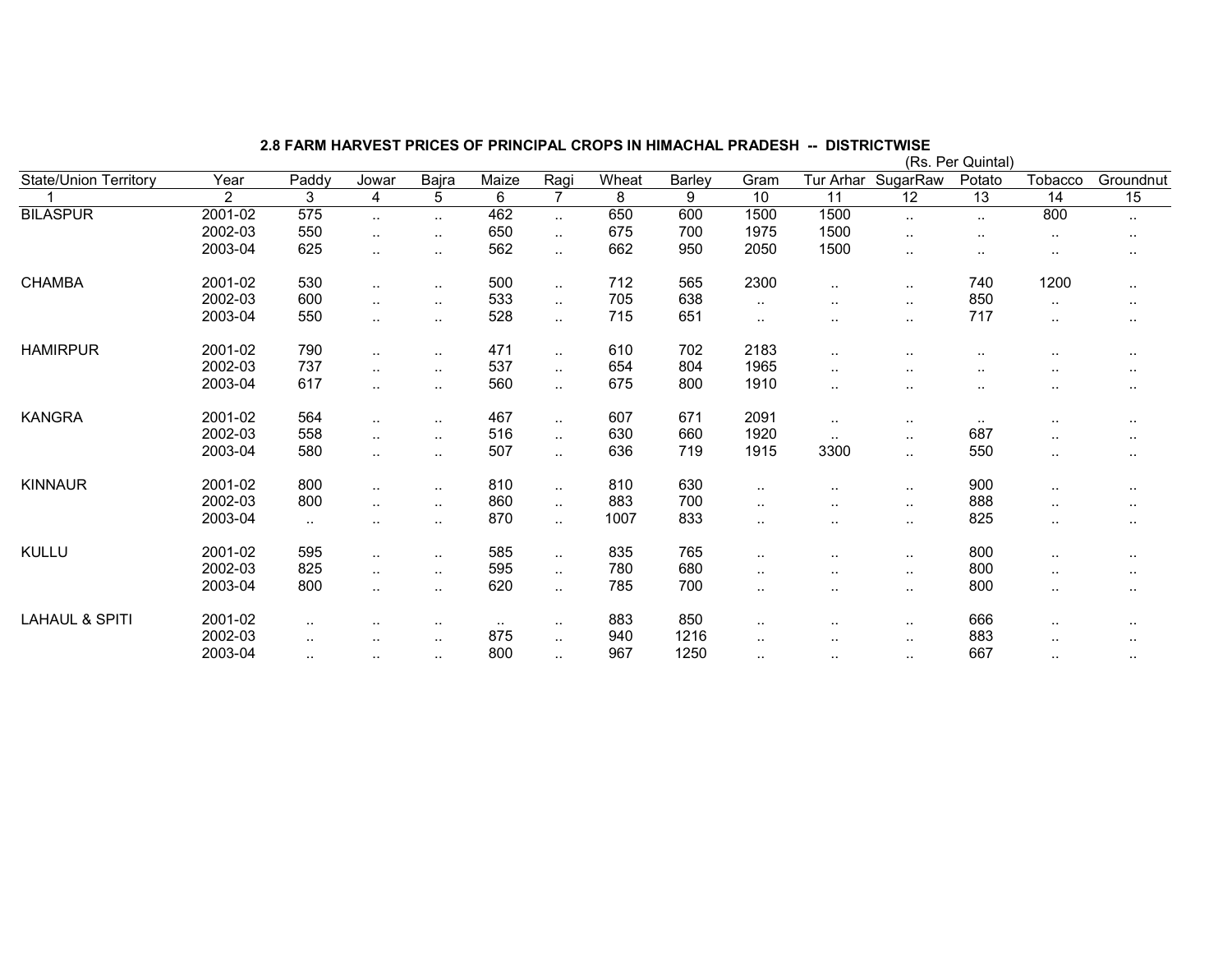## 2.8 FARM HARVEST PRICES OF PRINCIPAL CROPS IN HIMACHAL PRADESH -- DISTRICTWISE

(Rs. Per Quintal)

| State/Union Territory | Year | Paddy | Jowar | Bajra | Maize | Ragi | Wheat | Barley | Gram | Tur Arhar | SugarRaw | Potato | Tobacco | Groundnut |
|---|---|---|---|---|---|---|---|---|---|---|---|---|---|---|
| 1 | 2 | 3 | 4 | 5 | 6 | 7 | 8 | 9 | 10 | 11 | 12 | 13 | 14 | 15 |
| BILASPUR | 2001-02 | 575 | .. | .. | 462 | .. | 650 | 600 | 1500 | 1500 | .. | .. | 800 | .. |
| | 2002-03 | 550 | .. | .. | 650 | .. | 675 | 700 | 1975 | 1500 | .. | .. | .. | .. |
| | 2003-04 | 625 | .. | .. | 562 | .. | 662 | 950 | 2050 | 1500 | .. | .. | .. | .. |
| CHAMBA | 2001-02 | 530 | .. | .. | 500 | .. | 712 | 565 | 2300 | .. | .. | 740 | 1200 | .. |
| | 2002-03 | 600 | .. | .. | 533 | .. | 705 | 638 | .. | .. | .. | 850 | .. | .. |
| | 2003-04 | 550 | .. | .. | 528 | .. | 715 | 651 | .. | .. | .. | 717 | .. | .. |
| HAMIRPUR | 2001-02 | 790 | .. | .. | 471 | .. | 610 | 702 | 2183 | .. | .. | .. | .. | .. |
| | 2002-03 | 737 | .. | .. | 537 | .. | 654 | 804 | 1965 | .. | .. | .. | .. | .. |
| | 2003-04 | 617 | .. | .. | 560 | .. | 675 | 800 | 1910 | .. | .. | .. | .. | .. |
| KANGRA | 2001-02 | 564 | .. | .. | 467 | .. | 607 | 671 | 2091 | .. | .. | .. | .. | .. |
| | 2002-03 | 558 | .. | .. | 516 | .. | 630 | 660 | 1920 | .. | .. | 687 | .. | .. |
| | 2003-04 | 580 | .. | .. | 507 | .. | 636 | 719 | 1915 | 3300 | .. | 550 | .. | .. |
| KINNAUR | 2001-02 | 800 | .. | .. | 810 | .. | 810 | 630 | .. | .. | .. | 900 | .. | .. |
| | 2002-03 | 800 | .. | .. | 860 | .. | 883 | 700 | .. | .. | .. | 888 | .. | .. |
| | 2003-04 | .. | .. | .. | 870 | .. | 1007 | 833 | .. | .. | .. | 825 | .. | .. |
| KULLU | 2001-02 | 595 | .. | .. | 585 | .. | 835 | 765 | .. | .. | .. | 800 | .. | .. |
| | 2002-03 | 825 | .. | .. | 595 | .. | 780 | 680 | .. | .. | .. | 800 | .. | .. |
| | 2003-04 | 800 | .. | .. | 620 | .. | 785 | 700 | .. | .. | .. | 800 | .. | .. |
| LAHAUL & SPITI | 2001-02 | .. | .. | .. | .. | .. | 883 | 850 | .. | .. | .. | 666 | .. | .. |
| | 2002-03 | .. | .. | .. | 875 | .. | 940 | 1216 | .. | .. | .. | 883 | .. | .. |
| | 2003-04 | .. | .. | .. | 800 | .. | 967 | 1250 | .. | .. | .. | 667 | .. | .. |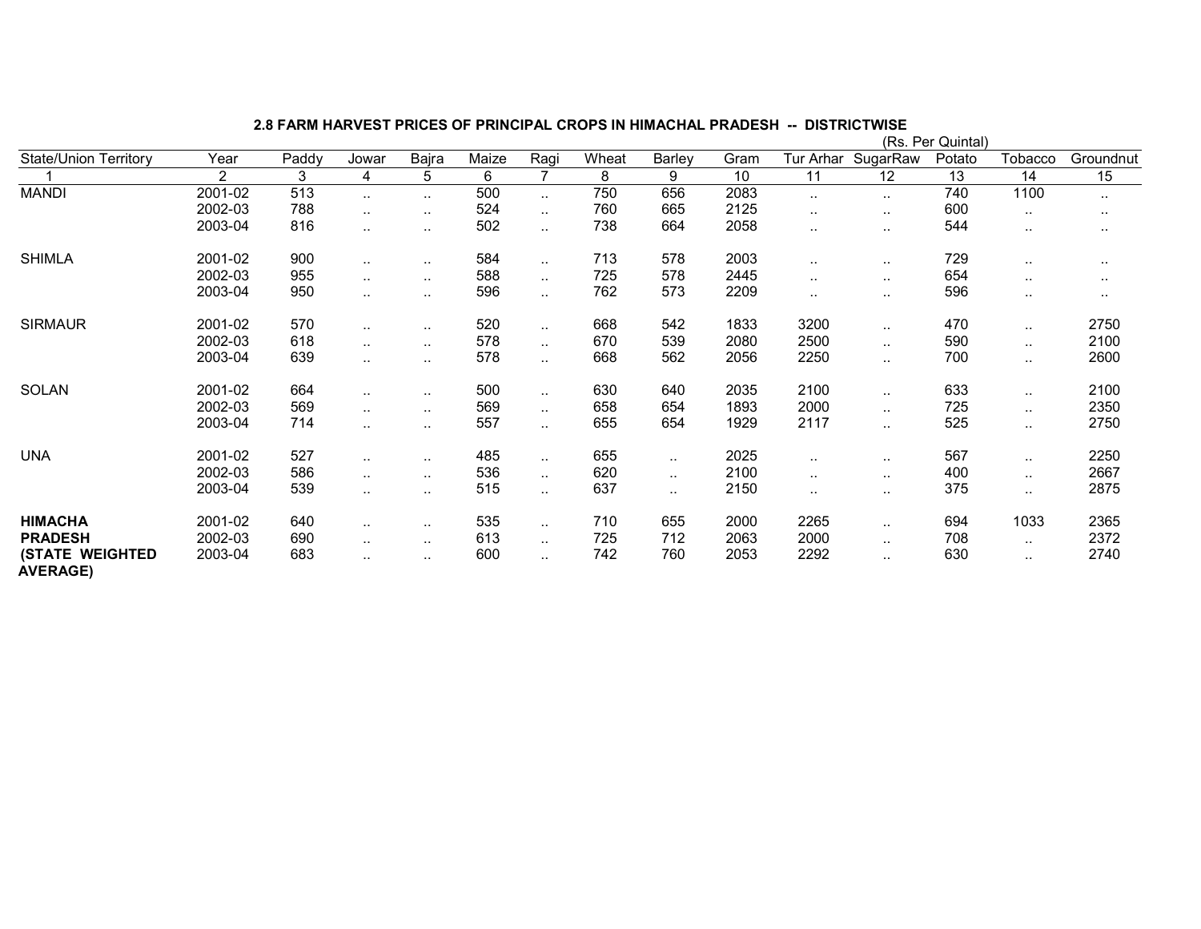## 2.8 FARM HARVEST PRICES OF PRINCIPAL CROPS IN HIMACHAL PRADESH -- DISTRICTWISE

(Rs. Per Quintal)

| State/Union Territory | Year | Paddy | Jowar | Bajra | Maize | Ragi | Wheat | Barley | Gram | Tur Arhar | SugarRaw | Potato | Tobacco | Groundnut |
|---|---|---|---|---|---|---|---|---|---|---|---|---|---|---|
| 1 | 2 | 3 | 4 | 5 | 6 | 7 | 8 | 9 | 10 | 11 | 12 | 13 | 14 | 15 |
| MANDI | 2001-02 | 513 | .. | .. | 500 | .. | 750 | 656 | 2083 | .. | .. | 740 | 1100 | .. |
| | 2002-03 | 788 | .. | .. | 524 | .. | 760 | 665 | 2125 | .. | .. | 600 | .. | .. |
| | 2003-04 | 816 | .. | .. | 502 | .. | 738 | 664 | 2058 | .. | .. | 544 | .. | .. |
| SHIMLA | 2001-02 | 900 | .. | .. | 584 | .. | 713 | 578 | 2003 | .. | .. | 729 | .. | .. |
| | 2002-03 | 955 | .. | .. | 588 | .. | 725 | 578 | 2445 | .. | .. | 654 | .. | .. |
| | 2003-04 | 950 | .. | .. | 596 | .. | 762 | 573 | 2209 | .. | .. | 596 | .. | .. |
| SIRMAUR | 2001-02 | 570 | .. | .. | 520 | .. | 668 | 542 | 1833 | 3200 | .. | 470 | .. | 2750 |
| | 2002-03 | 618 | .. | .. | 578 | .. | 670 | 539 | 2080 | 2500 | .. | 590 | .. | 2100 |
| | 2003-04 | 639 | .. | .. | 578 | .. | 668 | 562 | 2056 | 2250 | .. | 700 | .. | 2600 |
| SOLAN | 2001-02 | 664 | .. | .. | 500 | .. | 630 | 640 | 2035 | 2100 | .. | 633 | .. | 2100 |
| | 2002-03 | 569 | .. | .. | 569 | .. | 658 | 654 | 1893 | 2000 | .. | 725 | .. | 2350 |
| | 2003-04 | 714 | .. | .. | 557 | .. | 655 | 654 | 1929 | 2117 | .. | 525 | .. | 2750 |
| UNA | 2001-02 | 527 | .. | .. | 485 | .. | 655 | .. | 2025 | .. | .. | 567 | .. | 2250 |
| | 2002-03 | 586 | .. | .. | 536 | .. | 620 | .. | 2100 | .. | .. | 400 | .. | 2667 |
| | 2003-04 | 539 | .. | .. | 515 | .. | 637 | .. | 2150 | .. | .. | 375 | .. | 2875 |
| **HIMACHA PRADESH (STATE WEIGHTED AVERAGE)** | 2001-02 | 640 | .. | .. | 535 | .. | 710 | 655 | 2000 | 2265 | .. | 694 | 1033 | 2365 |
| | 2002-03 | 690 | .. | .. | 613 | .. | 725 | 712 | 2063 | 2000 | .. | 708 | .. | 2372 |
| | 2003-04 | 683 | .. | .. | 600 | .. | 742 | 760 | 2053 | 2292 | .. | 630 | .. | 2740 |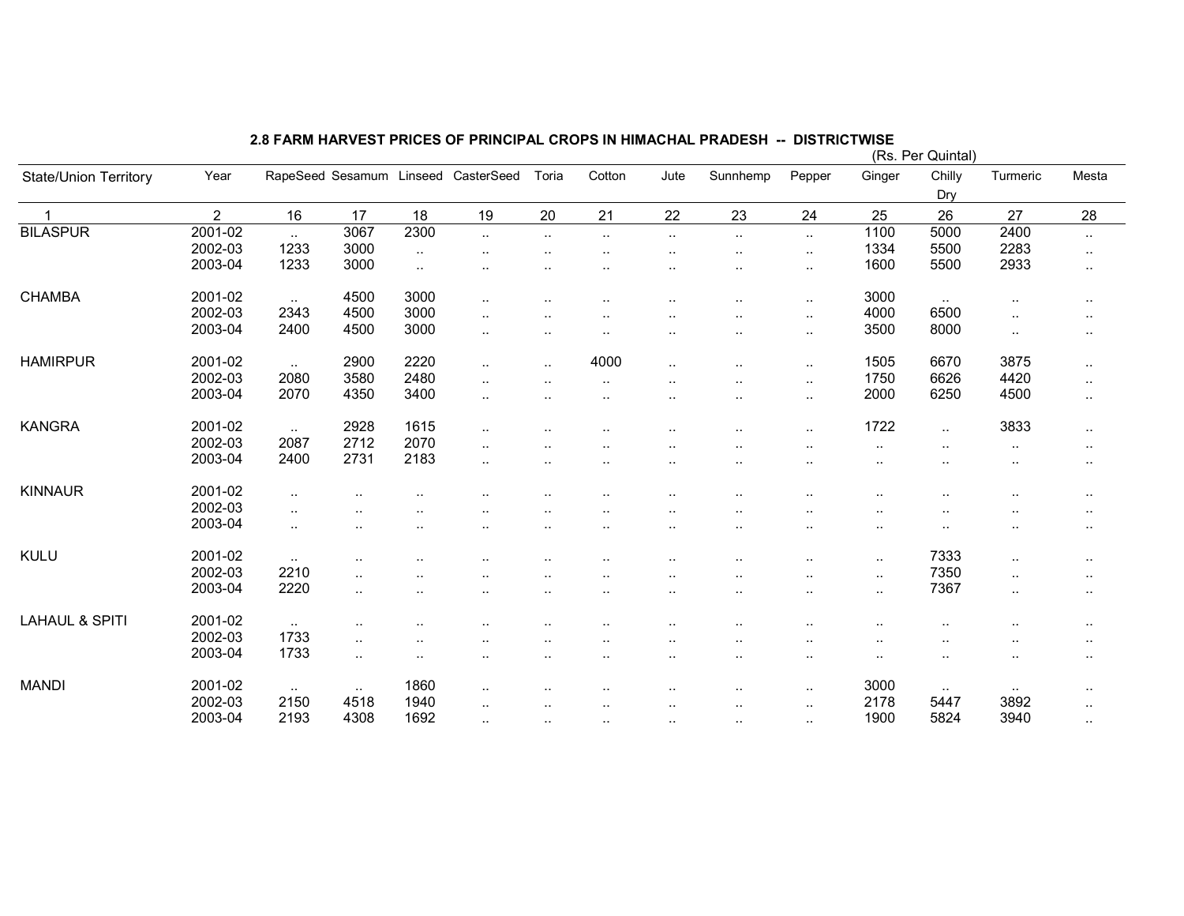## 2.8 FARM HARVEST PRICES OF PRINCIPAL CROPS IN HIMACHAL PRADESH -- DISTRICTWISE

(Rs. Per Quintal)

| State/Union Territory | Year | RapeSeed | Sesamum | Linseed | CasterSeed | Toria | Cotton | Jute | Sunnhemp | Pepper | Ginger | Chilly Dry | Turmeric | Mesta |
|---|---|---|---|---|---|---|---|---|---|---|---|---|---|---|
| 1 | 2 | 16 | 17 | 18 | 19 | 20 | 21 | 22 | 23 | 24 | 25 | 26 | 27 | 28 |
| BILASPUR | 2001-02 | .. | 3067 | 2300 | .. | .. | .. | .. | .. | .. | 1100 | 5000 | 2400 | .. |
| | 2002-03 | 1233 | 3000 | .. | .. | .. | .. | .. | .. | .. | 1334 | 5500 | 2283 | .. |
| | 2003-04 | 1233 | 3000 | .. | .. | .. | .. | .. | .. | .. | 1600 | 5500 | 2933 | .. |
| CHAMBA | 2001-02 | .. | 4500 | 3000 | .. | .. | .. | .. | .. | .. | 3000 | .. | .. | .. |
| | 2002-03 | 2343 | 4500 | 3000 | .. | .. | .. | .. | .. | .. | 4000 | 6500 | .. | .. |
| | 2003-04 | 2400 | 4500 | 3000 | .. | .. | .. | .. | .. | .. | 3500 | 8000 | .. | .. |
| HAMIRPUR | 2001-02 | .. | 2900 | 2220 | .. | .. | 4000 | .. | .. | .. | 1505 | 6670 | 3875 | .. |
| | 2002-03 | 2080 | 3580 | 2480 | .. | .. | .. | .. | .. | .. | 1750 | 6626 | 4420 | .. |
| | 2003-04 | 2070 | 4350 | 3400 | .. | .. | .. | .. | .. | .. | 2000 | 6250 | 4500 | .. |
| KANGRA | 2001-02 | .. | 2928 | 1615 | .. | .. | .. | .. | .. | .. | 1722 | .. | 3833 | .. |
| | 2002-03 | 2087 | 2712 | 2070 | .. | .. | .. | .. | .. | .. | .. | .. | .. | .. |
| | 2003-04 | 2400 | 2731 | 2183 | .. | .. | .. | .. | .. | .. | .. | .. | .. | .. |
| KINNAUR | 2001-02 | .. | .. | .. | .. | .. | .. | .. | .. | .. | .. | .. | .. | .. |
| | 2002-03 | .. | .. | .. | .. | .. | .. | .. | .. | .. | .. | .. | .. | .. |
| | 2003-04 | .. | .. | .. | .. | .. | .. | .. | .. | .. | .. | .. | .. | .. |
| KULU | 2001-02 | .. | .. | .. | .. | .. | .. | .. | .. | .. | .. | 7333 | .. | .. |
| | 2002-03 | 2210 | .. | .. | .. | .. | .. | .. | .. | .. | .. | 7350 | .. | .. |
| | 2003-04 | 2220 | .. | .. | .. | .. | .. | .. | .. | .. | .. | 7367 | .. | .. |
| LAHAUL & SPITI | 2001-02 | .. | .. | .. | .. | .. | .. | .. | .. | .. | .. | .. | .. | .. |
| | 2002-03 | 1733 | .. | .. | .. | .. | .. | .. | .. | .. | .. | .. | .. | .. |
| | 2003-04 | 1733 | .. | .. | .. | .. | .. | .. | .. | .. | .. | .. | .. | .. |
| MANDI | 2001-02 | .. | .. | 1860 | .. | .. | .. | .. | .. | .. | 3000 | .. | .. | .. |
| | 2002-03 | 2150 | 4518 | 1940 | .. | .. | .. | .. | .. | .. | 2178 | 5447 | 3892 | .. |
| | 2003-04 | 2193 | 4308 | 1692 | .. | .. | .. | .. | .. | .. | 1900 | 5824 | 3940 | .. |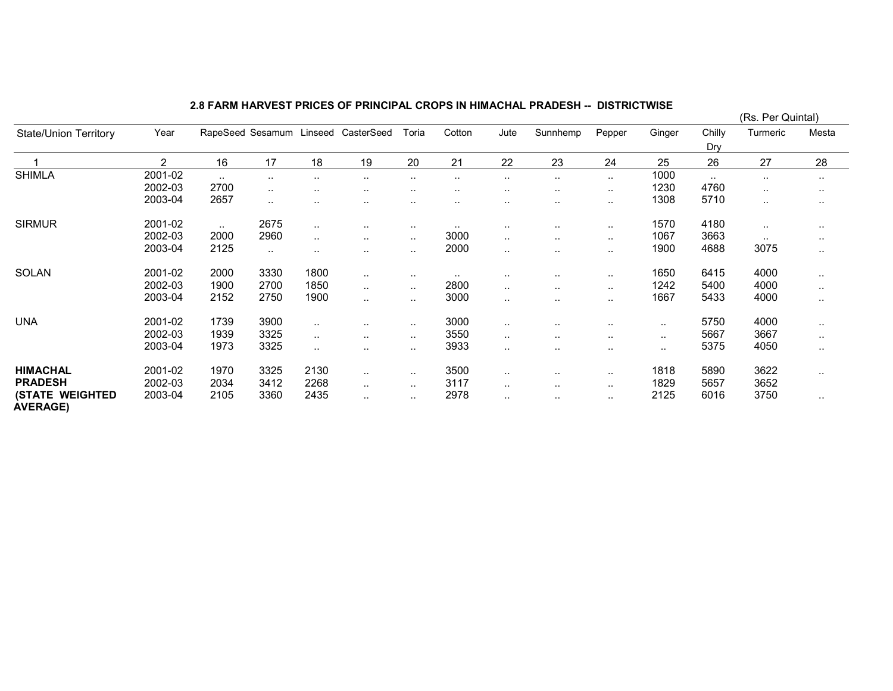## 2.8 FARM HARVEST PRICES OF PRINCIPAL CROPS IN HIMACHAL PRADESH -- DISTRICTWISE

(Rs. Per Quintal)

| State/Union Territory | Year | RapeSeed | Sesamum | Linseed | CasterSeed | Toria | Cotton | Jute | Sunnhemp | Pepper | Ginger | Chilly Dry | Turmeric | Mesta |
|---|---|---|---|---|---|---|---|---|---|---|---|---|---|---|
| 1 | 2 | 16 | 17 | 18 | 19 | 20 | 21 | 22 | 23 | 24 | 25 | 26 | 27 | 28 |
| SHIMLA | 2001-02 | .. | .. | .. | .. | .. | .. | .. | .. | .. | 1000 | .. | .. | .. |
| | 2002-03 | 2700 | .. | .. | .. | .. | .. | .. | .. | .. | 1230 | 4760 | .. | .. |
| | 2003-04 | 2657 | .. | .. | .. | .. | .. | .. | .. | .. | 1308 | 5710 | .. | .. |
| SIRMUR | 2001-02 | .. | 2675 | .. | .. | .. | .. | .. | .. | .. | 1570 | 4180 | .. | .. |
| | 2002-03 | 2000 | 2960 | .. | .. | .. | 3000 | .. | .. | .. | 1067 | 3663 | .. | .. |
| | 2003-04 | 2125 | .. | .. | .. | .. | 2000 | .. | .. | .. | 1900 | 4688 | 3075 | .. |
| SOLAN | 2001-02 | 2000 | 3330 | 1800 | .. | .. | .. | .. | .. | .. | 1650 | 6415 | 4000 | .. |
| | 2002-03 | 1900 | 2700 | 1850 | .. | .. | 2800 | .. | .. | .. | 1242 | 5400 | 4000 | .. |
| | 2003-04 | 2152 | 2750 | 1900 | .. | .. | 3000 | .. | .. | .. | 1667 | 5433 | 4000 | .. |
| UNA | 2001-02 | 1739 | 3900 | .. | .. | .. | 3000 | .. | .. | .. | .. | 5750 | 4000 | .. |
| | 2002-03 | 1939 | 3325 | .. | .. | .. | 3550 | .. | .. | .. | .. | 5667 | 3667 | .. |
| | 2003-04 | 1973 | 3325 | .. | .. | .. | 3933 | .. | .. | .. | .. | 5375 | 4050 | .. |
| **HIMACHAL PRADESH (STATE WEIGHTED AVERAGE)** | 2001-02 | 1970 | 3325 | 2130 | .. | .. | 3500 | .. | .. | .. | 1818 | 5890 | 3622 | .. |
| | 2002-03 | 2034 | 3412 | 2268 | .. | .. | 3117 | .. | .. | .. | 1829 | 5657 | 3652 | |
| | 2003-04 | 2105 | 3360 | 2435 | .. | .. | 2978 | .. | .. | .. | 2125 | 6016 | 3750 | .. |